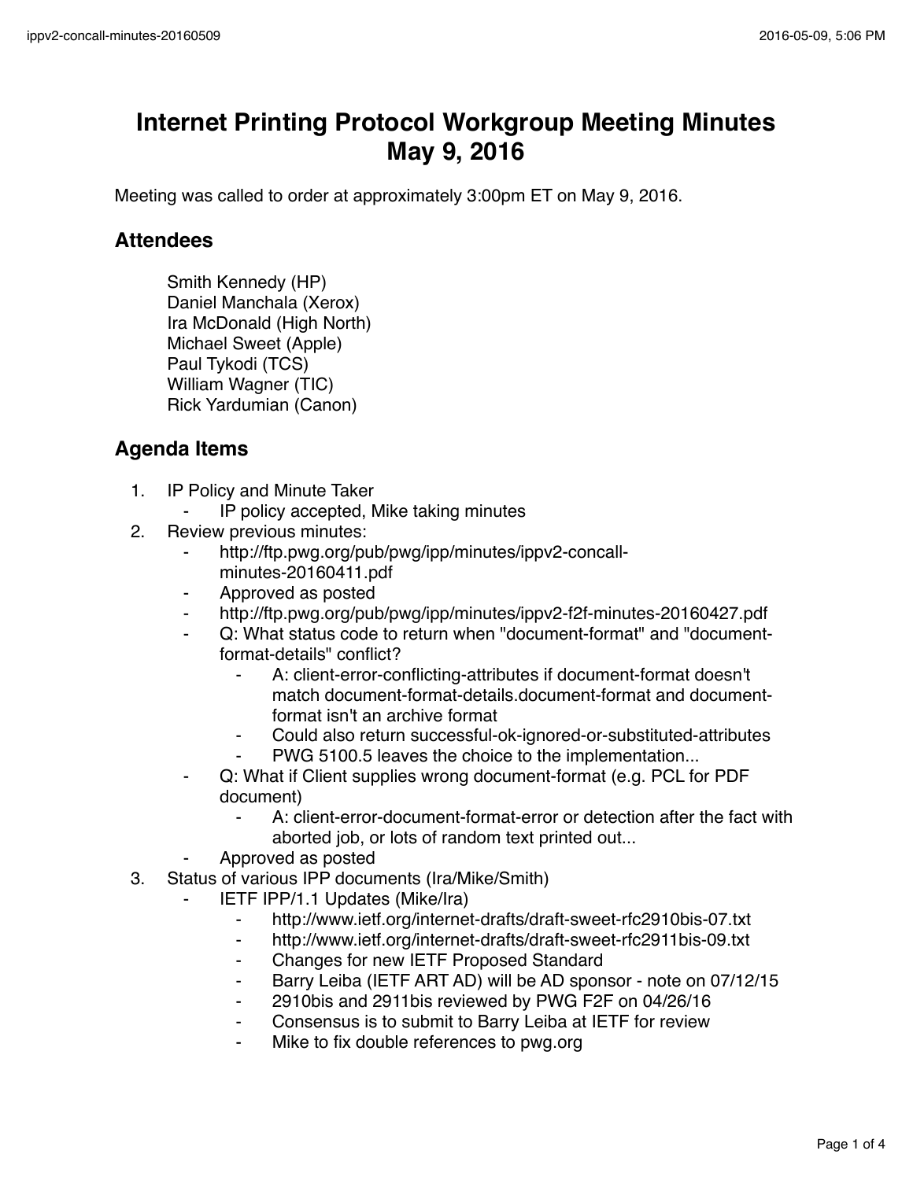# Internet Printing Protocol Workgroup Meeting Minutes May 9, 2016

Meeting was called to order at approximately 3:00pm ET on May 9, 2016.

## Attendees

Smith Kennedy (HP)
Daniel Manchala (Xerox)
Ira McDonald (High North)
Michael Sweet (Apple)
Paul Tykodi (TCS)
William Wagner (TIC)
Rick Yardumian (Canon)

## Agenda Items

1. IP Policy and Minute Taker
   - IP policy accepted, Mike taking minutes
2. Review previous minutes:
   - http://ftp.pwg.org/pub/pwg/ipp/minutes/ippv2-concall-minutes-20160411.pdf
   - Approved as posted
   - http://ftp.pwg.org/pub/pwg/ipp/minutes/ippv2-f2f-minutes-20160427.pdf
   - Q: What status code to return when "document-format" and "document-format-details" conflict?
     - A: client-error-conflicting-attributes if document-format doesn't match document-format-details.document-format and document-format isn't an archive format
     - Could also return successful-ok-ignored-or-substituted-attributes
     - PWG 5100.5 leaves the choice to the implementation...
   - Q: What if Client supplies wrong document-format (e.g. PCL for PDF document)
     - A: client-error-document-format-error or detection after the fact with aborted job, or lots of random text printed out...
   - Approved as posted
3. Status of various IPP documents (Ira/Mike/Smith)
   - IETF IPP/1.1 Updates (Mike/Ira)
     - http://www.ietf.org/internet-drafts/draft-sweet-rfc2910bis-07.txt
     - http://www.ietf.org/internet-drafts/draft-sweet-rfc2911bis-09.txt
     - Changes for new IETF Proposed Standard
     - Barry Leiba (IETF ART AD) will be AD sponsor - note on 07/12/15
     - 2910bis and 2911bis reviewed by PWG F2F on 04/26/16
     - Consensus is to submit to Barry Leiba at IETF for review
     - Mike to fix double references to pwg.org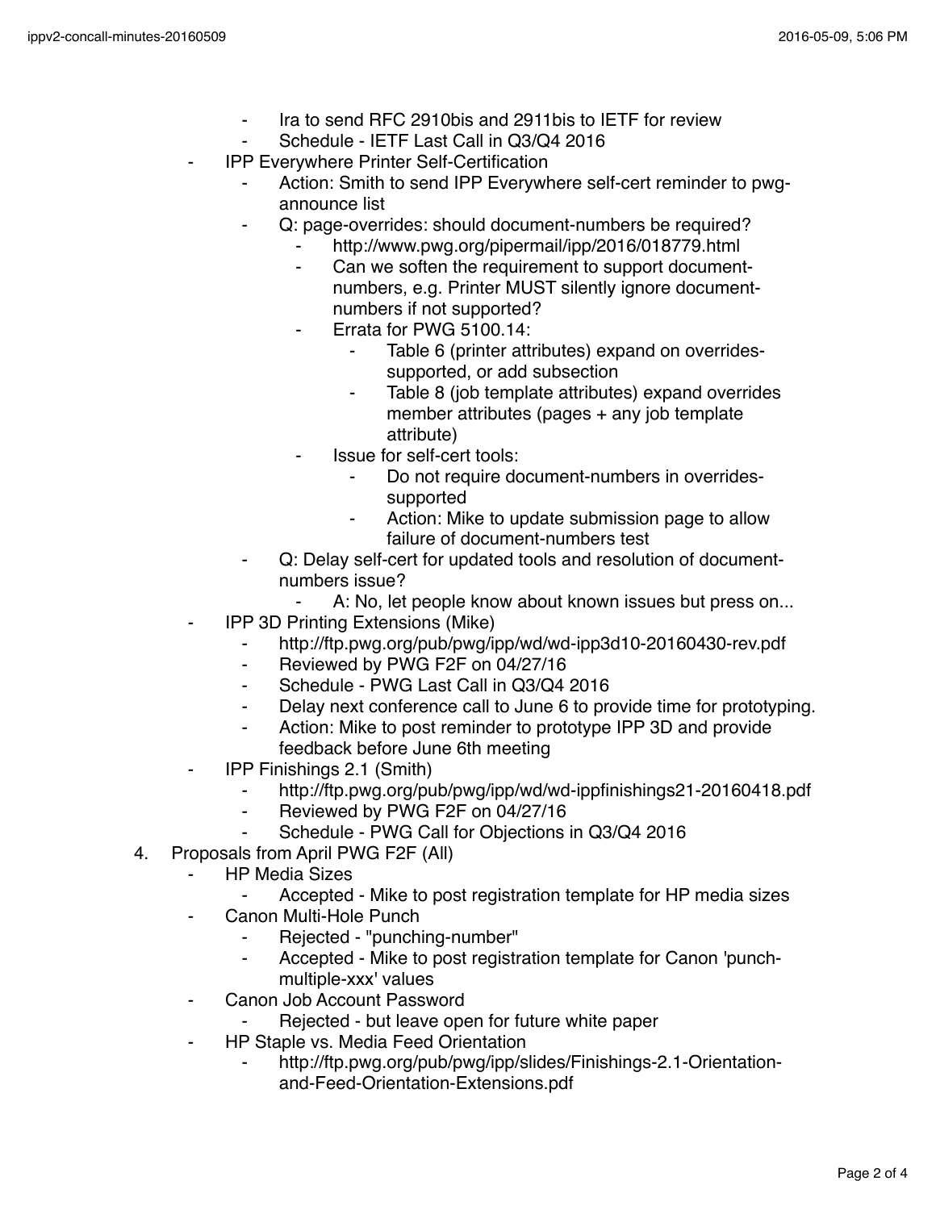- Ira to send RFC 2910bis and 2911bis to IETF for review
        - Schedule - IETF Last Call in Q3/Q4 2016
    - IPP Everywhere Printer Self-Certification
        - Action: Smith to send IPP Everywhere self-cert reminder to pwg-announce list
        - Q: page-overrides: should document-numbers be required?
            - http://www.pwg.org/pipermail/ipp/2016/018779.html
            - Can we soften the requirement to support document-numbers, e.g. Printer MUST silently ignore document-numbers if not supported?
            - Errata for PWG 5100.14:
                - Table 6 (printer attributes) expand on overrides-supported, or add subsection
                - Table 8 (job template attributes) expand overrides member attributes (pages + any job template attribute)
            - Issue for self-cert tools:
                - Do not require document-numbers in overrides-supported
                - Action: Mike to update submission page to allow failure of document-numbers test
        - Q: Delay self-cert for updated tools and resolution of document-numbers issue?
            - A: No, let people know about known issues but press on...
    - IPP 3D Printing Extensions (Mike)
        - http://ftp.pwg.org/pub/pwg/ipp/wd/wd-ipp3d10-20160430-rev.pdf
        - Reviewed by PWG F2F on 04/27/16
        - Schedule - PWG Last Call in Q3/Q4 2016
        - Delay next conference call to June 6 to provide time for prototyping.
        - Action: Mike to post reminder to prototype IPP 3D and provide feedback before June 6th meeting
    - IPP Finishings 2.1 (Smith)
        - http://ftp.pwg.org/pub/pwg/ipp/wd/wd-ippfinishings21-20160418.pdf
        - Reviewed by PWG F2F on 04/27/16
        - Schedule - PWG Call for Objections in Q3/Q4 2016

4. Proposals from April PWG F2F (All)
    - HP Media Sizes
        - Accepted - Mike to post registration template for HP media sizes
    - Canon Multi-Hole Punch
        - Rejected - "punching-number"
        - Accepted - Mike to post registration template for Canon 'punch-multiple-xxx' values
    - Canon Job Account Password
        - Rejected - but leave open for future white paper
    - HP Staple vs. Media Feed Orientation
        - http://ftp.pwg.org/pub/pwg/ipp/slides/Finishings-2.1-Orientation-and-Feed-Orientation-Extensions.pdf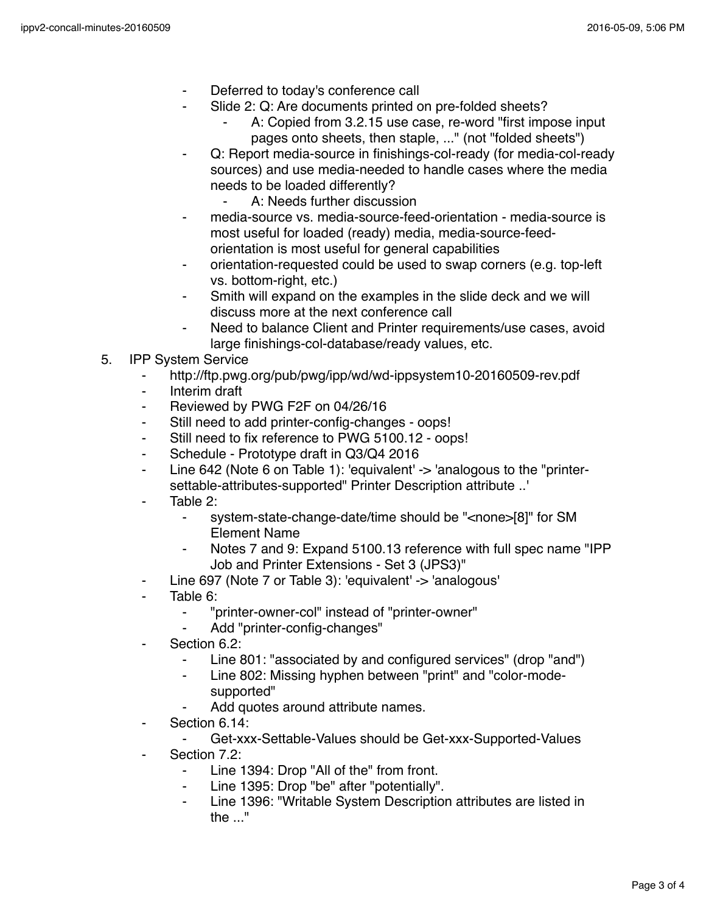- Deferred to today's conference call
        - Slide 2: Q: Are documents printed on pre-folded sheets?
            - A: Copied from 3.2.15 use case, re-word "first impose input pages onto sheets, then staple, ..." (not "folded sheets")
        - Q: Report media-source in finishings-col-ready (for media-col-ready sources) and use media-needed to handle cases where the media needs to be loaded differently?
            - A: Needs further discussion
        - media-source vs. media-source-feed-orientation - media-source is most useful for loaded (ready) media, media-source-feed-orientation is most useful for general capabilities
        - orientation-requested could be used to swap corners (e.g. top-left vs. bottom-right, etc.)
        - Smith will expand on the examples in the slide deck and we will discuss more at the next conference call
        - Need to balance Client and Printer requirements/use cases, avoid large finishings-col-database/ready values, etc.

5. IPP System Service
    - http://ftp.pwg.org/pub/pwg/ipp/wd/wd-ippsystem10-20160509-rev.pdf
    - Interim draft
    - Reviewed by PWG F2F on 04/26/16
    - Still need to add printer-config-changes - oops!
    - Still need to fix reference to PWG 5100.12 - oops!
    - Schedule - Prototype draft in Q3/Q4 2016
    - Line 642 (Note 6 on Table 1): 'equivalent' -> 'analogous to the "printer-settable-attributes-supported" Printer Description attribute ..'
    - Table 2:
        - system-state-change-date/time should be "<none>[8]" for SM Element Name
        - Notes 7 and 9: Expand 5100.13 reference with full spec name "IPP Job and Printer Extensions - Set 3 (JPS3)"
    - Line 697 (Note 7 or Table 3): 'equivalent' -> 'analogous'
    - Table 6:
        - "printer-owner-col" instead of "printer-owner"
        - Add "printer-config-changes"
    - Section 6.2:
        - Line 801: "associated by and configured services" (drop "and")
        - Line 802: Missing hyphen between "print" and "color-mode-supported"
        - Add quotes around attribute names.
    - Section 6.14:
        - Get-xxx-Settable-Values should be Get-xxx-Supported-Values
    - Section 7.2:
        - Line 1394: Drop "All of the" from front.
        - Line 1395: Drop "be" after "potentially".
        - Line 1396: "Writable System Description attributes are listed in the ..."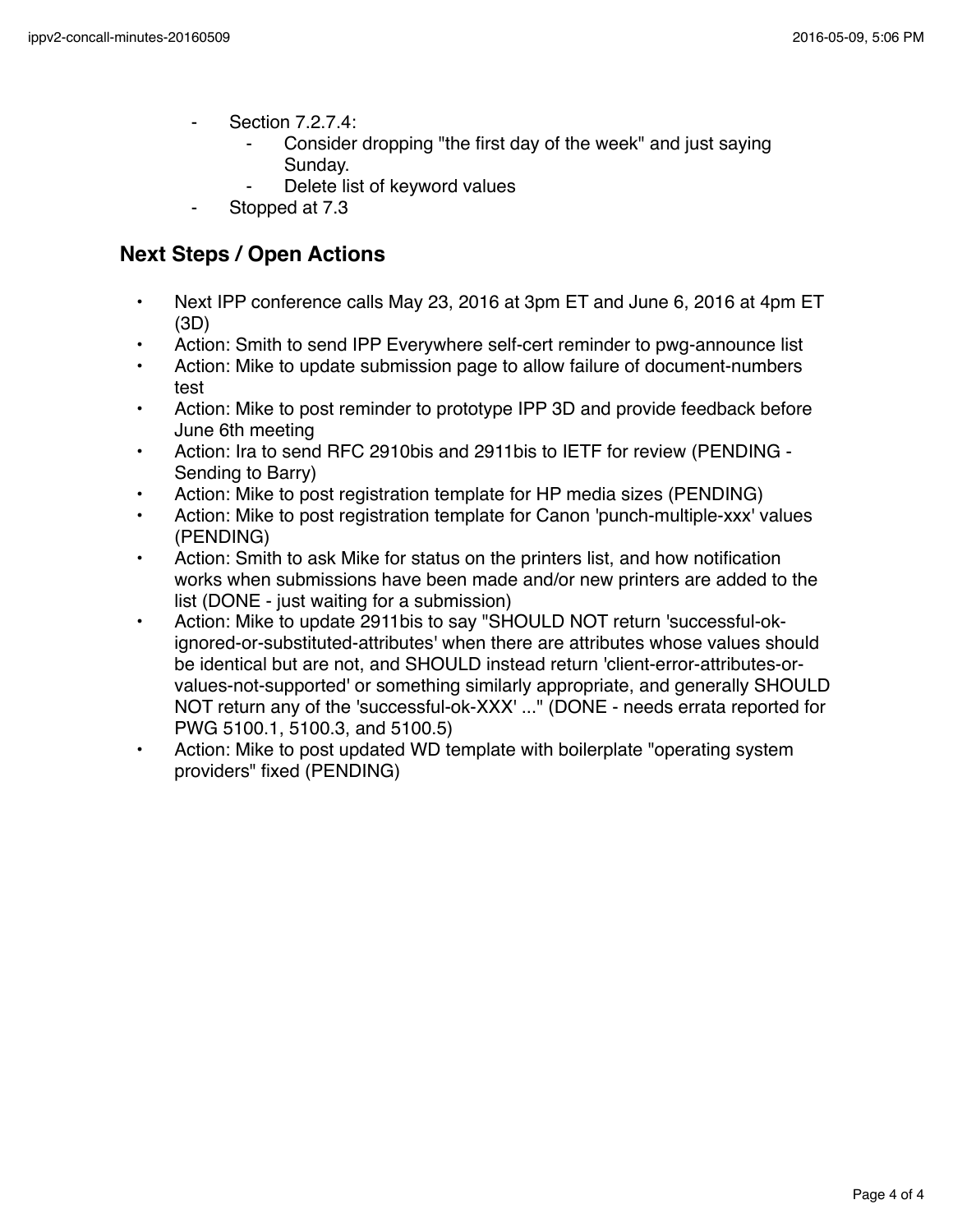- Section 7.2.7.4:
    - Consider dropping "the first day of the week" and just saying Sunday.
    - Delete list of keyword values
- Stopped at 7.3

## Next Steps / Open Actions

- Next IPP conference calls May 23, 2016 at 3pm ET and June 6, 2016 at 4pm ET (3D)
- Action: Smith to send IPP Everywhere self-cert reminder to pwg-announce list
- Action: Mike to update submission page to allow failure of document-numbers test
- Action: Mike to post reminder to prototype IPP 3D and provide feedback before June 6th meeting
- Action: Ira to send RFC 2910bis and 2911bis to IETF for review (PENDING - Sending to Barry)
- Action: Mike to post registration template for HP media sizes (PENDING)
- Action: Mike to post registration template for Canon 'punch-multiple-xxx' values (PENDING)
- Action: Smith to ask Mike for status on the printers list, and how notification works when submissions have been made and/or new printers are added to the list (DONE - just waiting for a submission)
- Action: Mike to update 2911bis to say "SHOULD NOT return 'successful-ok-ignored-or-substituted-attributes' when there are attributes whose values should be identical but are not, and SHOULD instead return 'client-error-attributes-or-values-not-supported' or something similarly appropriate, and generally SHOULD NOT return any of the 'successful-ok-XXX' ..." (DONE - needs errata reported for PWG 5100.1, 5100.3, and 5100.5)
- Action: Mike to post updated WD template with boilerplate "operating system providers" fixed (PENDING)